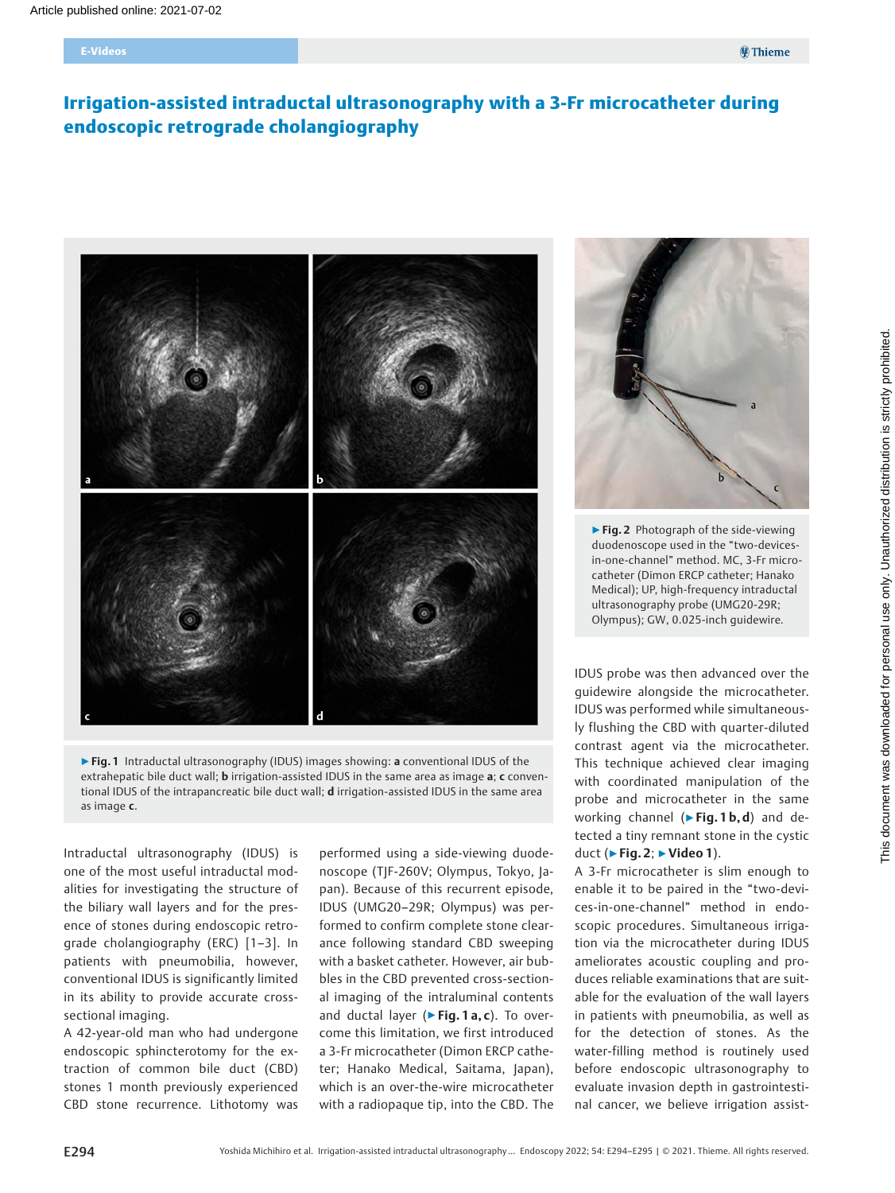# Irrigation-assisted intraductal ultrasonography with a 3-Fr microcatheter during endoscopic retrograde cholangiography

▶ **Fig. 1** Intraductal ultrasonography (IDUS) images showing: **a** conventional IDUS of the extrahepatic bile duct wall; **b** irrigation-assisted IDUS in the same area as image **a**; **c** conventional IDUS of the intrapancreatic bile duct wall; **d** irrigation-assisted IDUS in the same area as image **c**.

▶ **Fig. 2** Photograph of the side-viewing duodenoscope used in the "two-devices-in-one-channel" method. MC, 3-Fr microcatheter (Dimon ERCP catheter; Hanako Medical); UP, high-frequency intraductal ultrasonography probe (UMG20-29R; Olympus); GW, 0.025-inch guidewire.

Intraductal ultrasonography (IDUS) is one of the most useful intraductal modalities for investigating the structure of the biliary wall layers and for the presence of stones during endoscopic retrograde cholangiography (ERC) [1–3]. In patients with pneumobilia, however, conventional IDUS is significantly limited in its ability to provide accurate cross-sectional imaging.

A 42-year-old man who had undergone endoscopic sphincterotomy for the extraction of common bile duct (CBD) stones 1 month previously experienced CBD stone recurrence. Lithotomy was performed using a side-viewing duodenoscope (TJF-260V; Olympus, Tokyo, Japan). Because of this recurrent episode, IDUS (UMG20–29R; Olympus) was performed to confirm complete stone clearance following standard CBD sweeping with a basket catheter. However, air bubbles in the CBD prevented cross-sectional imaging of the intraluminal contents and ductal layer (▶ **Fig. 1 a, c**). To overcome this limitation, we first introduced a 3-Fr microcatheter (Dimon ERCP catheter; Hanako Medical, Saitama, Japan), which is an over-the-wire microcatheter with a radiopaque tip, into the CBD. The IDUS probe was then advanced over the guidewire alongside the microcatheter. IDUS was performed while simultaneously flushing the CBD with quarter-diluted contrast agent via the microcatheter. This technique achieved clear imaging with coordinated manipulation of the probe and microcatheter in the same working channel (▶ **Fig. 1 b, d**) and detected a tiny remnant stone in the cystic duct (▶ **Fig. 2**; ▶ **Video 1**).

A 3-Fr microcatheter is slim enough to enable it to be paired in the "two-devices-in-one-channel" method in endoscopic procedures. Simultaneous irrigation via the microcatheter during IDUS ameliorates acoustic coupling and produces reliable examinations that are suitable for the evaluation of the wall layers in patients with pneumobilia, as well as for the detection of stones. As the water-filling method is routinely used before endoscopic ultrasonography to evaluate invasion depth in gastrointestinal cancer, we believe irrigation assist-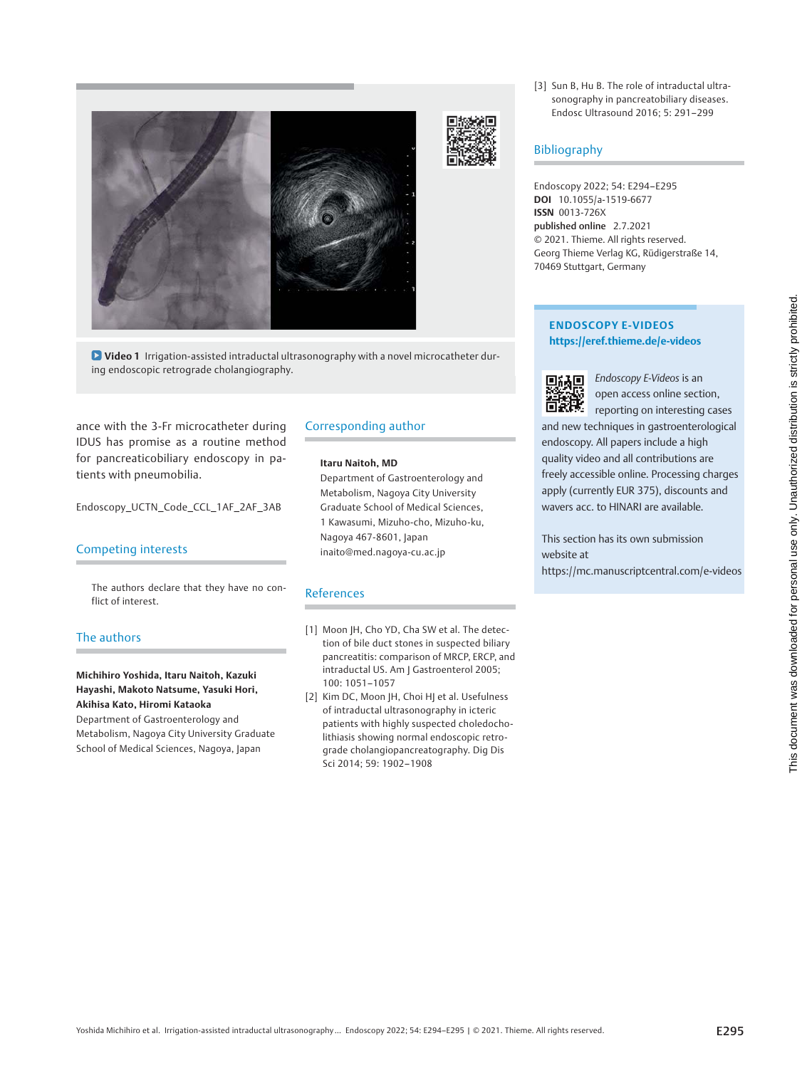**Video 1** Irrigation-assisted intraductal ultrasonography with a novel microcatheter during endoscopic retrograde cholangiography.

ance with the 3-Fr microcatheter during IDUS has promise as a routine method for pancreaticobiliary endoscopy in patients with pneumobilia.

Endoscopy_UCTN_Code_CCL_1AF_2AF_3AB

## Competing interests

The authors declare that they have no conflict of interest.

## The authors

**Michihiro Yoshida, Itaru Naitoh, Kazuki Hayashi, Makoto Natsume, Yasuki Hori, Akihisa Kato, Hiromi Kataoka**
Department of Gastroenterology and Metabolism, Nagoya City University Graduate School of Medical Sciences, Nagoya, Japan

## Corresponding author

**Itaru Naitoh, MD**
Department of Gastroenterology and Metabolism, Nagoya City University Graduate School of Medical Sciences, 1 Kawasumi, Mizuho-cho, Mizuho-ku, Nagoya 467-8601, Japan
inaito@med.nagoya-cu.ac.jp

## References

[1] Moon JH, Cho YD, Cha SW et al. The detection of bile duct stones in suspected biliary pancreatitis: comparison of MRCP, ERCP, and intraductal US. Am J Gastroenterol 2005; 100: 1051–1057

[2] Kim DC, Moon JH, Choi HJ et al. Usefulness of intraductal ultrasonography in icteric patients with highly suspected choledocholithiasis showing normal endoscopic retrograde cholangiopancreatography. Dig Dis Sci 2014; 59: 1902–1908

[3] Sun B, Hu B. The role of intraductal ultrasonography in pancreatobiliary diseases. Endosc Ultrasound 2016; 5: 291–299

## Bibliography

Endoscopy 2022; 54: E294–E295
**DOI** 10.1055/a-1519-6677
**ISSN** 0013-726X
**published online** 2.7.2021
© 2021. Thieme. All rights reserved.
Georg Thieme Verlag KG, Rüdigerstraße 14, 70469 Stuttgart, Germany

**ENDOSCOPY E-VIDEOS**
**https://eref.thieme.de/e-videos**

*Endoscopy E-Videos* is an open access online section, reporting on interesting cases and new techniques in gastroenterological endoscopy. All papers include a high quality video and all contributions are freely accessible online. Processing charges apply (currently EUR 375), discounts and wavers acc. to HINARI are available.

This section has its own submission website at
https://mc.manuscriptcentral.com/e-videos